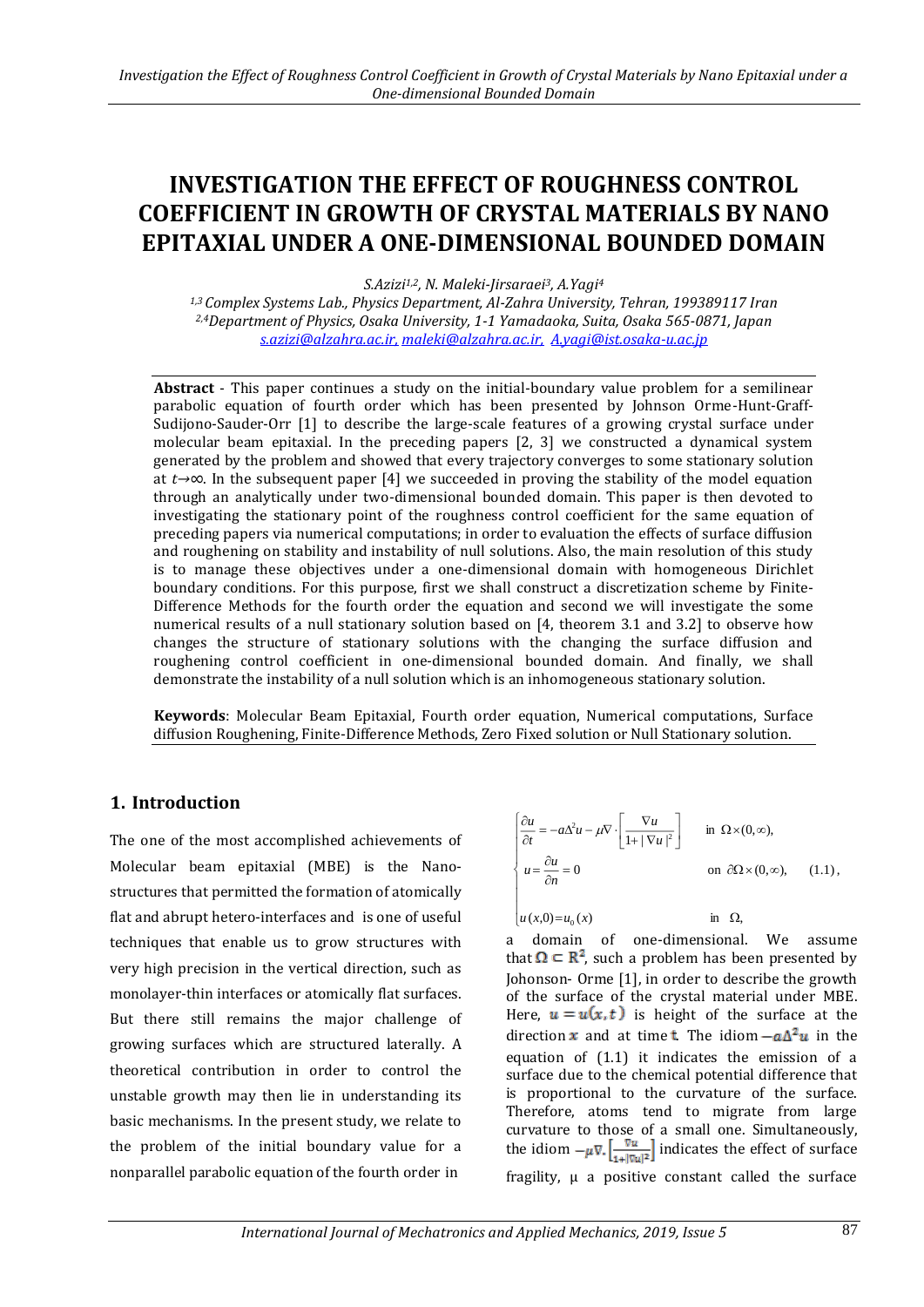# INVESTIGATION THE EFFECT OF ROUGHNESS CONTROL COEFFICIENT IN GROWTH OF CRYSTAL MATERIALS BY NANO EPITAXIAL UNDER A ONE-DIMENSIONAL BOUNDED DOMAIN

*S.Azizi[1,2], N. Maleki-Jirsaraei[3], A.Yagi[4]*

*[1,3] Complex Systems Lab., Physics Department, Al-Zahra University, Tehran, 199389117 Iran*
*[2,4] Department of Physics, Osaka University, 1-1 Yamadaoka, Suita, Osaka 565-0871, Japan*
s.azizi@alzahra.ac.ir, maleki@alzahra.ac.ir, A.yagi@ist.osaka-u.ac.jp

**Abstract** - This paper continues a study on the initial-boundary value problem for a semilinear parabolic equation of fourth order which has been presented by Johnson Orme-Hunt-Graff-Sudijono-Sauder-Orr [1] to describe the large-scale features of a growing crystal surface under molecular beam epitaxial. In the preceding papers [2, 3] we constructed a dynamical system generated by the problem and showed that every trajectory converges to some stationary solution at $t \to \infty$. In the subsequent paper [4] we succeeded in proving the stability of the model equation through an analytically under two-dimensional bounded domain. This paper is then devoted to investigating the stationary point of the roughness control coefficient for the same equation of preceding papers via numerical computations; in order to evaluation the effects of surface diffusion and roughening on stability and instability of null solutions. Also, the main resolution of this study is to manage these objectives under a one-dimensional domain with homogeneous Dirichlet boundary conditions. For this purpose, first we shall construct a discretization scheme by Finite-Difference Methods for the fourth order the equation and second we will investigate the some numerical results of a null stationary solution based on [4, theorem 3.1 and 3.2] to observe how changes the structure of stationary solutions with the changing the surface diffusion and roughening control coefficient in one-dimensional bounded domain. And finally, we shall demonstrate the instability of a null solution which is an inhomogeneous stationary solution.

**Keywords**: Molecular Beam Epitaxial, Fourth order equation, Numerical computations, Surface diffusion Roughening, Finite-Difference Methods, Zero Fixed solution or Null Stationary solution.

## 1. Introduction

The one of the most accomplished achievements of Molecular beam epitaxial (MBE) is the Nano-structures that permitted the formation of atomically flat and abrupt hetero-interfaces and is one of useful techniques that enable us to grow structures with very high precision in the vertical direction, such as monolayer-thin interfaces or atomically flat surfaces. But there still remains the major challenge of growing surfaces which are structured laterally. A theoretical contribution in order to control the unstable growth may then lie in understanding its basic mechanisms. In the present study, we relate to the problem of the initial boundary value for a nonparallel parabolic equation of the fourth order in

$$
\begin{cases}
\dfrac{\partial u}{\partial t} = -a\Delta^2 u - \mu \nabla \cdot \left[\dfrac{\nabla u}{1+|\nabla u|^2}\right] & \text{in } \Omega \times (0,\infty), \\
u = \dfrac{\partial u}{\partial n} = 0 & \text{on } \partial\Omega \times (0,\infty), \qquad (1.1), \\
u(x,0) = u_0(x) & \text{in } \Omega,
\end{cases}
$$

a domain of one-dimensional. We assume that $\Omega \subset \mathbb{R}^2$, such a problem has been presented by Johonson- Orme [1], in order to describe the growth of the surface of the crystal material under MBE. Here, $u = u(x,t)$ is height of the surface at the direction $x$ and at time $t$. The idiom $-a\Delta^2 u$ in the equation of (1.1) it indicates the emission of a surface due to the chemical potential difference that is proportional to the curvature of the surface. Therefore, atoms tend to migrate from large curvature to those of a small one. Simultaneously, the idiom $-\mu\nabla.\left[\frac{\nabla u}{1+|\nabla u|^2}\right]$ indicates the effect of surface fragility, μ a positive constant called the surface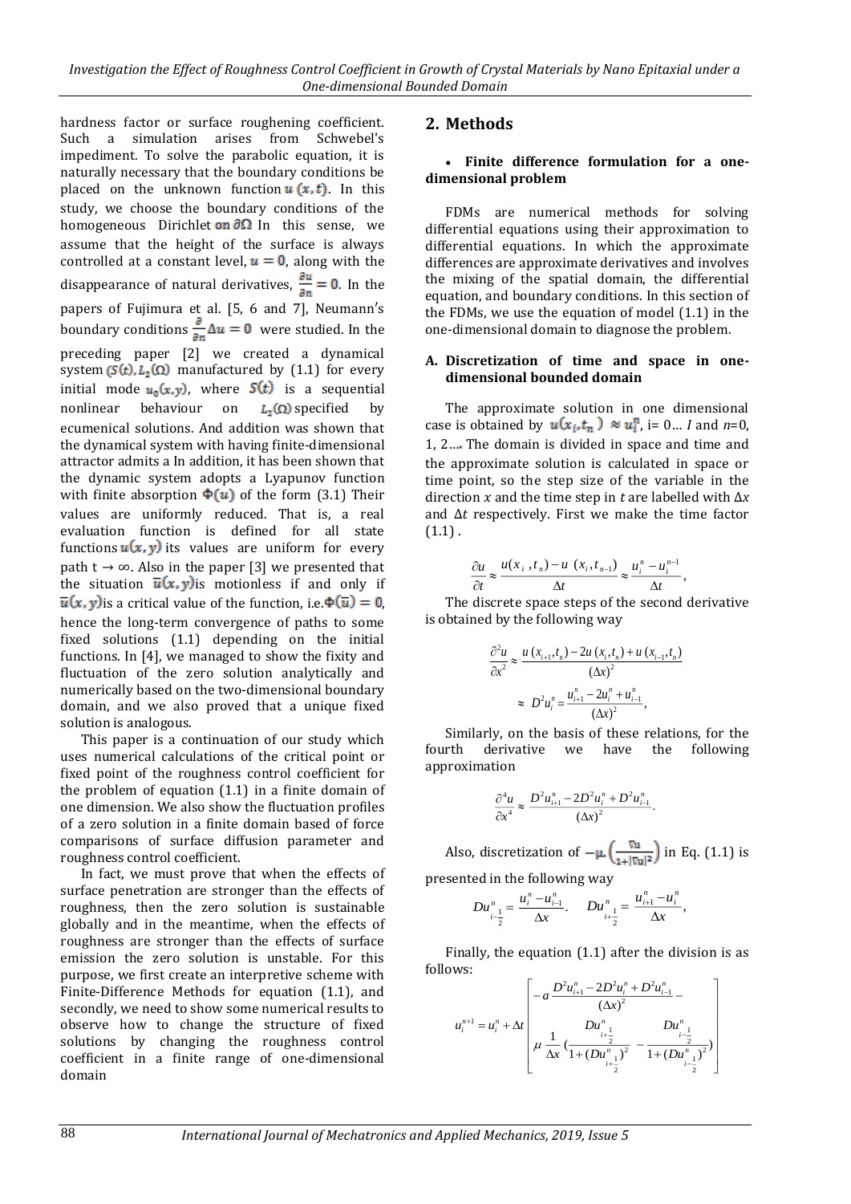hardness factor or surface roughening coefficient. Such a simulation arises from Schwebel's impediment. To solve the parabolic equation, it is naturally necessary that the boundary conditions be placed on the unknown function $u(x,t)$. In this study, we choose the boundary conditions of the homogeneous Dirichlet on $\partial\Omega$ In this sense, we assume that the height of the surface is always controlled at a constant level, $u=0$, along with the disappearance of natural derivatives, $\frac{\partial u}{\partial n}=0$. In the papers of Fujimura et al. [5, 6 and 7], Neumann's boundary conditions $\frac{\partial}{\partial n}\Delta u=0$ were studied. In the preceding paper [2] we created a dynamical system $(S(t), L_2(\Omega)$ manufactured by (1.1) for every initial mode $u_0(x,y)$, where $S(t)$ is a sequential nonlinear behaviour on $L_2(\Omega)$ specified by ecumenical solutions. And addition was shown that the dynamical system with having finite-dimensional attractor admits a In addition, it has been shown that the dynamic system adopts a Lyapunov function with finite absorption $\Phi(u)$ of the form (3.1) Their values are uniformly reduced. That is, a real evaluation function is defined for all state functions $u(x,y)$ its values are uniform for every path $t\to\infty$. Also in the paper [3] we presented that the situation $\bar{u}(x,y)$is motionless if and only if $\bar{u}(x,y)$is a critical value of the function, i.e.$\Phi(\bar{u})=0$, hence the long-term convergence of paths to some fixed solutions (1.1) depending on the initial functions. In [4], we managed to show the fixity and fluctuation of the zero solution analytically and numerically based on the two-dimensional boundary domain, and we also proved that a unique fixed solution is analogous.

This paper is a continuation of our study which uses numerical calculations of the critical point or fixed point of the roughness control coefficient for the problem of equation (1.1) in a finite domain of one dimension. We also show the fluctuation profiles of a zero solution in a finite domain based of force comparisons of surface diffusion parameter and roughness control coefficient.

In fact, we must prove that when the effects of surface penetration are stronger than the effects of roughness, then the zero solution is sustainable globally and in the meantime, when the effects of roughness are stronger than the effects of surface emission the zero solution is unstable. For this purpose, we first create an interpretive scheme with Finite-Difference Methods for equation (1.1), and secondly, we need to show some numerical results to observe how to change the structure of fixed solutions by changing the roughness control coefficient in a finite range of one-dimensional domain

## 2. Methods

- **Finite difference formulation for a one-dimensional problem**

FDMs are numerical methods for solving differential equations using their approximation to differential equations. In which the approximate differences are approximate derivatives and involves the mixing of the spatial domain, the differential equation, and boundary conditions. In this section of the FDMs, we use the equation of model (1.1) in the one-dimensional domain to diagnose the problem.

### A. Discretization of time and space in one-dimensional bounded domain

The approximate solution in one dimensional case is obtained by $u(x_i,t_n)\approx u_i^n$, i= 0… $I$ and $n$=0, 1, 2…. The domain is divided in space and time and the approximate solution is calculated in space or time point, so the step size of the variable in the direction $x$ and the time step in $t$ are labelled with $\Delta x$ and $\Delta t$ respectively. First we make the time factor (1.1) .

$$\frac{\partial u}{\partial t}\approx\frac{u(x_i,t_n)-u(x_i,t_{n-1})}{\Delta t}\approx\frac{u_i^n-u_i^{n-1}}{\Delta t},$$

The discrete space steps of the second derivative is obtained by the following way

$$\frac{\partial^2 u}{\partial x^2}\approx\frac{u(x_{i+1},t_n)-2u(x_i,t_n)+u(x_{i-1},t_n)}{(\Delta x)^2}$$
$$\approx D^2u_i^n=\frac{u_{i+1}^n-2u_i^n+u_{i-1}^n}{(\Delta x)^2},$$

Similarly, on the basis of these relations, for the fourth derivative we have the following approximation

$$\frac{\partial^4 u}{\partial x^4}\approx\frac{D^2u_{i+1}^n-2D^2u_i^n+D^2u_{i-1}^n}{(\Delta x)^2}.$$

Also, discretization of $-\mu.\left(\frac{\nabla u}{1+|\nabla u|^2}\right)$ in Eq. (1.1) is presented in the following way

$$Du_{i-\frac{1}{2}}^n=\frac{u_i^n-u_{i-1}^n}{\Delta x}.\quad Du_{i+\frac{1}{2}}^n=\frac{u_{i+1}^n-u_i^n}{\Delta x},$$

Finally, the equation (1.1) after the division is as follows:

$$u_i^{n+1}=u_i^n+\Delta t\left[\begin{array}{l}-a\dfrac{D^2u_{i+1}^n-2D^2u_i^n+D^2u_{i-1}^n}{(\Delta x)^2}-\\[2ex]\mu\dfrac{1}{\Delta x}\left(\dfrac{Du_{i+\frac{1}{2}}^n}{1+(Du_{i+\frac{1}{2}}^n)^2}-\dfrac{Du_{i-\frac{1}{2}}^n}{1+(Du_{i-\frac{1}{2}}^n)^2}\right)\end{array}\right]$$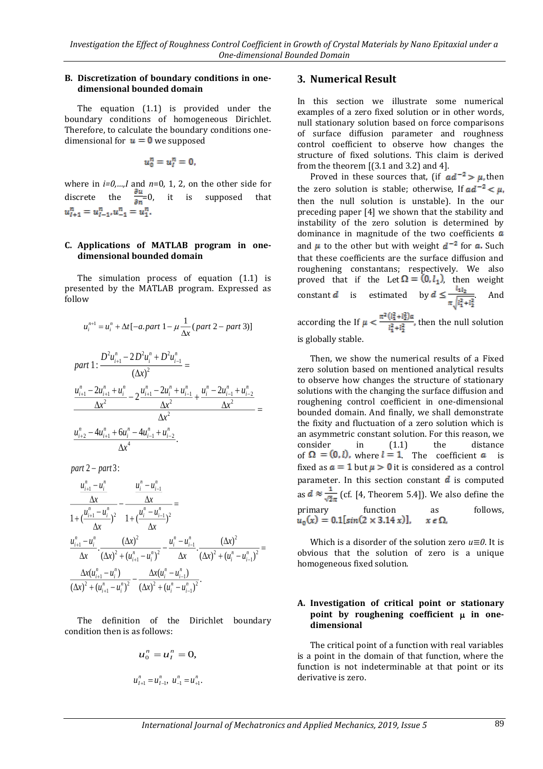### B. Discretization of boundary conditions in one-dimensional bounded domain

The equation (1.1) is provided under the boundary conditions of homogeneous Dirichlet. Therefore, to calculate the boundary conditions one-dimensional for $u = 0$ we supposed

$$u_0^n = u_I^n = 0,$$

where in $i=0,\dots,I$ and $n=0, 1, 2$, on the other side for discrete the $\frac{\partial u}{\partial n}=0$, it is supposed that $u_{I+1}^n = u_{I-1}^n, u_{-1}^n = u_1^n$.

### C. Applications of MATLAB program in one-dimensional bounded domain

The simulation process of equation (1.1) is presented by the MATLAB program. Expressed as follow

$$u_i^{n+1} = u_i^n + \Delta t[-a.part\ 1 - \mu \frac{1}{\Delta x}(part\ 2 - part\ 3)]$$

$$part\ 1: \frac{D^2 u_{i+1}^n - 2D^2 u_i^n + D^2 u_{i-1}^n}{(\Delta x)^2} =$$

$$\frac{\frac{u_{i+1}^n - 2u_{i+1}^n + u_i^n}{\Delta x^2} - 2\frac{u_{i+1}^n - 2u_i^n + u_{i-1}^n}{\Delta x^2} + \frac{u_i^n - 2u_{i-1}^n + u_{i-2}^n}{\Delta x^2}}{\Delta x^2} =$$

$$\frac{u_{i+2}^n - 4u_{i+1}^n + 6u_i^n - 4u_{i-1}^n + u_{i-2}^n}{\Delta x^4}.$$

$$part\ 2 - part\ 3:$$

$$\frac{\frac{u_{i+1}^n - u_i^n}{\Delta x}}{1+(\frac{u_{i+1}^n - u_i^n}{\Delta x})^2} - \frac{\frac{u_i^n - u_{i-1}^n}{\Delta x}}{1+(\frac{u_i^n - u_{i-1}^n}{\Delta x})^2} =$$

$$\frac{u_{i+1}^n - u_i^n}{\Delta x} \cdot \frac{(\Delta x)^2}{(\Delta x)^2 + (u_{i+1}^n - u_i^n)^2} - \frac{u_i^n - u_{i-1}^n}{\Delta x} \cdot \frac{(\Delta x)^2}{(\Delta x)^2 + (u_i^n - u_{i-1}^n)^2} =$$

$$\frac{\Delta x(u_{i+1}^n - u_i^n)}{(\Delta x)^2 + (u_{i+1}^n - u_i^n)^2} - \frac{\Delta x(u_i^n - u_{i-1}^n)}{(\Delta x)^2 + (u_i^n - u_{i-1}^n)^2}.$$

The definition of the Dirichlet boundary condition then is as follows:

$$u_0^n = u_I^n = 0,$$

$$u_{I+1}^n = u_{I-1}^n,\ u_{-1}^n = u_{+1}^n.$$

## 3. Numerical Result

In this section we illustrate some numerical examples of a zero fixed solution or in other words, null stationary solution based on force comparisons of surface diffusion parameter and roughness control coefficient to observe how changes the structure of fixed solutions. This claim is derived from the theorem [(3.1 and 3.2) and 4].

Proved in these sources that, (if $ad^{-2} > \mu$, then the zero solution is stable; otherwise, If $ad^{-2} < \mu$, then the null solution is unstable). In the our preceding paper [4] we shown that the stability and instability of the zero solution is determined by dominance in magnitude of the two coefficients $a$ and $\mu$ to the other but with weight $d^{-2}$ for $a$. Such that these coefficients are the surface diffusion and roughening constantans; respectively. We also proved that if the Let $\Omega = (0, l_1)$, then weight constant $d$ is estimated by $d \le \frac{l_1 l_2}{\pi\sqrt{l_1^2 + l_2^2}}$. And according the If $\mu < \frac{\pi^2(l_1^2+l_2^2)a}{l_1^2+l_2^2}$, then the null solution is globally stable.

Then, we show the numerical results of a Fixed zero solution based on mentioned analytical results to observe how changes the structure of stationary solutions with the changing the surface diffusion and roughening control coefficient in one-dimensional bounded domain. And finally, we shall demonstrate the fixity and fluctuation of a zero solution which is an asymmetric constant solution. For this reason, we consider in (1.1) the distance of $\Omega = (0, l)$, where $l = 1$. The coefficient $a$ is fixed as $a = 1$ but $\mu > 0$ it is considered as a control parameter. In this section constant $d$ is computed as $d \approx \frac{1}{\sqrt{2}\pi}$ (cf. [4, Theorem 5.4]). We also define the primary function as follows, $u_0(x) = 0.1[sin(2 \times 3.14\, x)], \quad x \in \Omega,$

Which is a disorder of the solution zero $u \equiv 0$. It is obvious that the solution of zero is a unique homogeneous fixed solution.

### A. Investigation of critical point or stationary point by roughening coefficient μ in one-dimensional

The critical point of a function with real variables is a point in the domain of that function, where the function is not indeterminable at that point or its derivative is zero.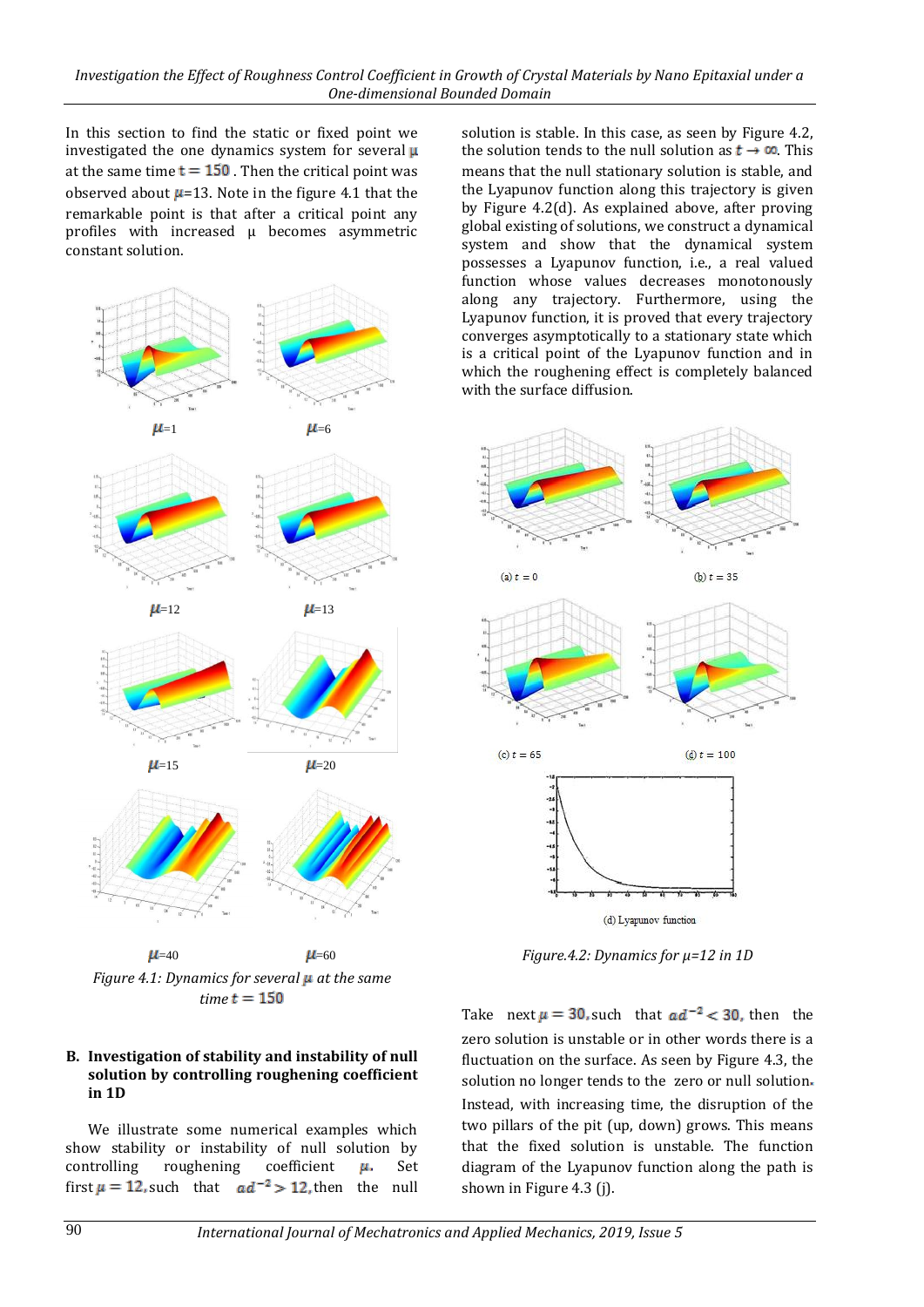In this section to find the static or fixed point we investigated the one dynamics system for several μ at the same time $t = 150$. Then the critical point was observed about $\mu$=13. Note in the figure 4.1 that the remarkable point is that after a critical point any profiles with increased μ becomes asymmetric constant solution.

$\mu$=1 $\mu$=6

$\mu$=12 $\mu$=13

$\mu$=15 $\mu$=20

$\mu$=40 $\mu$=60

*Figure 4.1: Dynamics for several $\mu$ at the same time $t = 150$*

### B. Investigation of stability and instability of null solution by controlling roughening coefficient in 1D

We illustrate some numerical examples which show stability or instability of null solution by controlling roughening coefficient $\mu$. Set first $\mu = 12$, such that $ad^{-2} > 12$, then the null solution is stable. In this case, as seen by Figure 4.2, the solution tends to the null solution as $t \to \infty$. This means that the null stationary solution is stable, and the Lyapunov function along this trajectory is given by Figure 4.2(d). As explained above, after proving global existing of solutions, we construct a dynamical system and show that the dynamical system possesses a Lyapunov function, i.e., a real valued function whose values decreases monotonously along any trajectory. Furthermore, using the Lyapunov function, it is proved that every trajectory converges asymptotically to a stationary state which is a critical point of the Lyapunov function and in which the roughening effect is completely balanced with the surface diffusion.

(a) $t = 0$ (b) $t = 35$

(c) $t = 65$ (d) $t = 100$

(d) Lyapunov function

*Figure.4.2: Dynamics for μ=12 in 1D*

Take next $\mu = 30$, such that $ad^{-2} < 30$, then the zero solution is unstable or in other words there is a fluctuation on the surface. As seen by Figure 4.3, the solution no longer tends to the zero or null solution. Instead, with increasing time, the disruption of the two pillars of the pit (up, down) grows. This means that the fixed solution is unstable. The function diagram of the Lyapunov function along the path is shown in Figure 4.3 (j).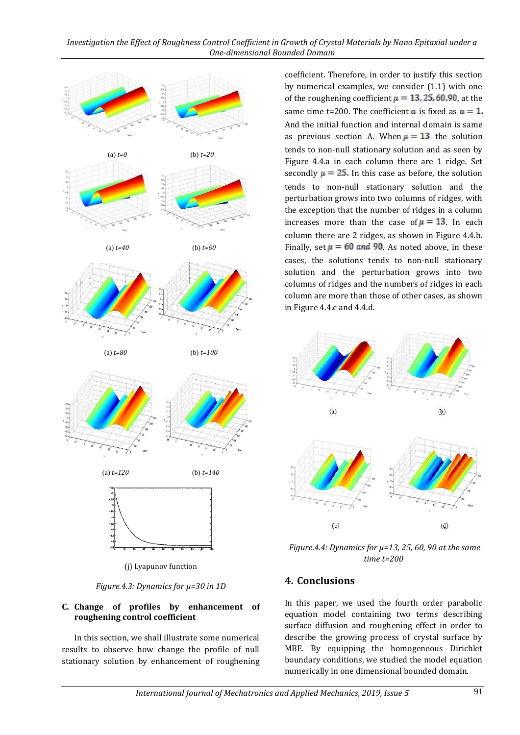(a) *t=0* (b) *t=20*

(a) *t=40* (b) *t=60*

(a) *t=80* (b) *t=100*

(a) *t=120* (b) *t=140*

(j) Lyapunov function

*Figure.4.3: Dynamics for μ=30 in 1D*

### C. Change of profiles by enhancement of roughening control coefficient

In this section, we shall illustrate some numerical results to observe how change the profile of null stationary solution by enhancement of roughening coefficient. Therefore, in order to justify this section by numerical examples, we consider (1.1) with one of the roughening coefficient $\mu = 13, 25, 60, 90$, at the same time t=200. The coefficient $a$ is fixed as $a = 1$. And the initial function and internal domain is same as previous section A. When $\mu = 13$ the solution tends to non-null stationary solution and as seen by Figure 4.4.a in each column there are 1 ridge. Set secondly $\mu = 25$. In this case as before, the solution tends to non-null stationary solution and the perturbation grows into two columns of ridges, with the exception that the number of ridges in a column increases more than the case of $\mu = 13$. In each column there are 2 ridges, as shown in Figure 4.4.b. Finally, set $\mu = 60$ *and* $90$. As noted above, in these cases, the solutions tends to non-null stationary solution and the perturbation grows into two columns of ridges and the numbers of ridges in each column are more than those of other cases, as shown in Figure 4.4.c and 4.4.d.

(a) (b)

(c) (d)

*Figure.4.4: Dynamics for μ=13, 25, 60, 90 at the same time t=200*

## 4. Conclusions

In this paper, we used the fourth order parabolic equation model containing two terms describing surface diffusion and roughening effect in order to describe the growing process of crystal surface by MBE. By equipping the homogeneous Dirichlet boundary conditions, we studied the model equation numerically in one dimensional bounded domain.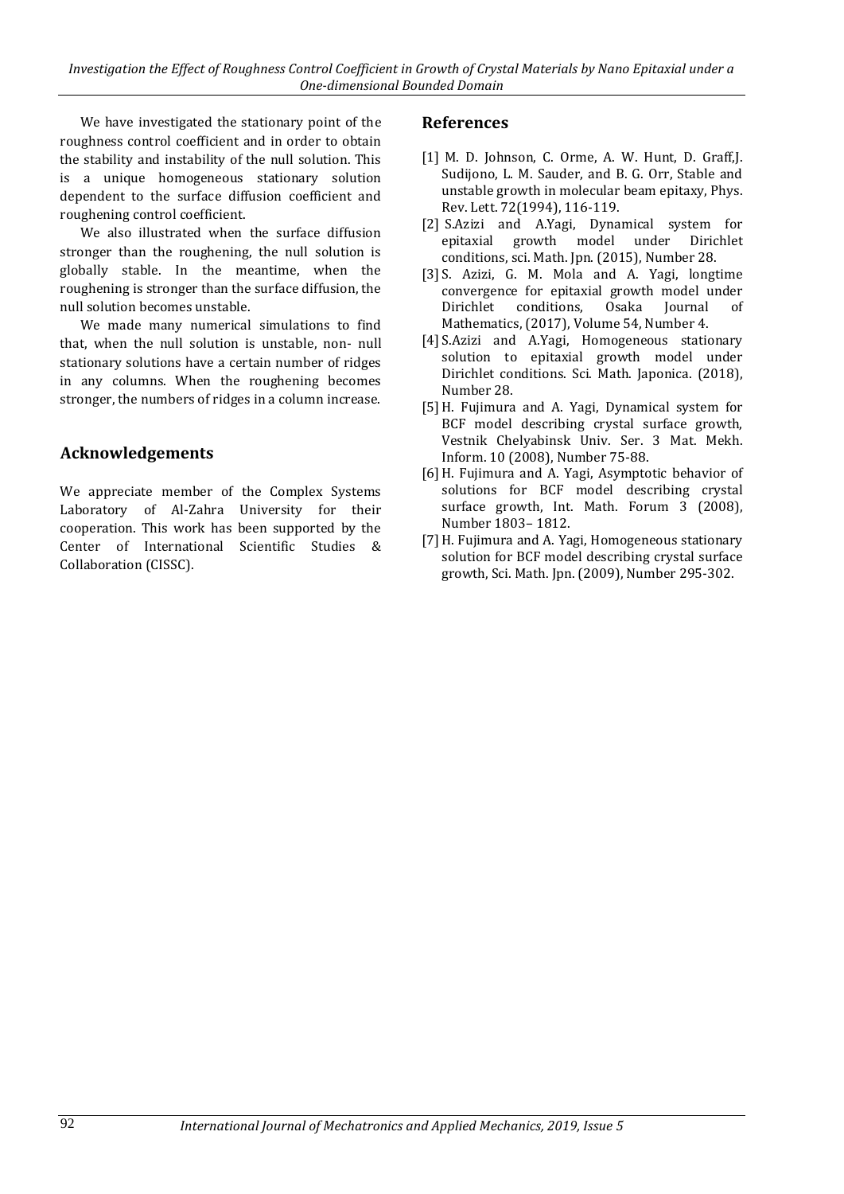We have investigated the stationary point of the roughness control coefficient and in order to obtain the stability and instability of the null solution. This is a unique homogeneous stationary solution dependent to the surface diffusion coefficient and roughening control coefficient.

We also illustrated when the surface diffusion stronger than the roughening, the null solution is globally stable. In the meantime, when the roughening is stronger than the surface diffusion, the null solution becomes unstable.

We made many numerical simulations to find that, when the null solution is unstable, non- null stationary solutions have a certain number of ridges in any columns. When the roughening becomes stronger, the numbers of ridges in a column increase.

## Acknowledgements

We appreciate member of the Complex Systems Laboratory of Al-Zahra University for their cooperation. This work has been supported by the Center of International Scientific Studies & Collaboration (CISSC).

## References

[1] M. D. Johnson, C. Orme, A. W. Hunt, D. Graff,J. Sudijono, L. M. Sauder, and B. G. Orr, Stable and unstable growth in molecular beam epitaxy, Phys. Rev. Lett. 72(1994), 116-119.

[2] S.Azizi and A.Yagi, Dynamical system for epitaxial growth model under Dirichlet conditions, sci. Math. Jpn. (2015), Number 28.

[3] S. Azizi, G. M. Mola and A. Yagi, longtime convergence for epitaxial growth model under Dirichlet conditions, Osaka Journal of Mathematics, (2017), Volume 54, Number 4.

[4] S.Azizi and A.Yagi, Homogeneous stationary solution to epitaxial growth model under Dirichlet conditions. Sci. Math. Japonica. (2018), Number 28.

[5] H. Fujimura and A. Yagi, Dynamical system for BCF model describing crystal surface growth, Vestnik Chelyabinsk Univ. Ser. 3 Mat. Mekh. Inform. 10 (2008), Number 75-88.

[6] H. Fujimura and A. Yagi, Asymptotic behavior of solutions for BCF model describing crystal surface growth, Int. Math. Forum 3 (2008), Number 1803– 1812.

[7] H. Fujimura and A. Yagi, Homogeneous stationary solution for BCF model describing crystal surface growth, Sci. Math. Jpn. (2009), Number 295-302.